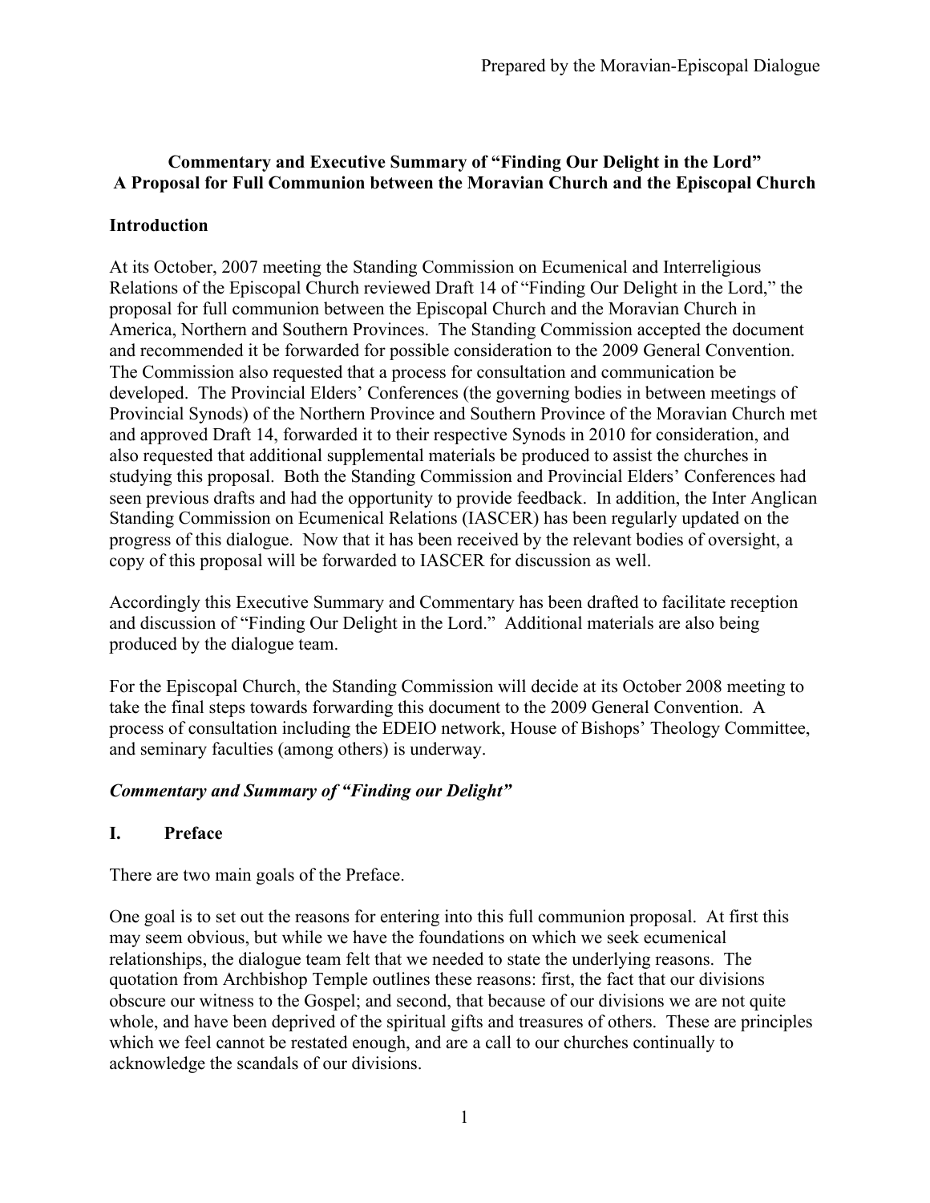# Commentary and Executive Summary of "Finding Our Delight in the Lord"
# A Proposal for Full Communion between the Moravian Church and the Episcopal Church

## Introduction

At its October, 2007 meeting the Standing Commission on Ecumenical and Interreligious Relations of the Episcopal Church reviewed Draft 14 of "Finding Our Delight in the Lord," the proposal for full communion between the Episcopal Church and the Moravian Church in America, Northern and Southern Provinces. The Standing Commission accepted the document and recommended it be forwarded for possible consideration to the 2009 General Convention. The Commission also requested that a process for consultation and communication be developed. The Provincial Elders' Conferences (the governing bodies in between meetings of Provincial Synods) of the Northern Province and Southern Province of the Moravian Church met and approved Draft 14, forwarded it to their respective Synods in 2010 for consideration, and also requested that additional supplemental materials be produced to assist the churches in studying this proposal. Both the Standing Commission and Provincial Elders' Conferences had seen previous drafts and had the opportunity to provide feedback. In addition, the Inter Anglican Standing Commission on Ecumenical Relations (IASCER) has been regularly updated on the progress of this dialogue. Now that it has been received by the relevant bodies of oversight, a copy of this proposal will be forwarded to IASCER for discussion as well.

Accordingly this Executive Summary and Commentary has been drafted to facilitate reception and discussion of "Finding Our Delight in the Lord." Additional materials are also being produced by the dialogue team.

For the Episcopal Church, the Standing Commission will decide at its October 2008 meeting to take the final steps towards forwarding this document to the 2009 General Convention. A process of consultation including the EDEIO network, House of Bishops' Theology Committee, and seminary faculties (among others) is underway.

### *Commentary and Summary of "Finding our Delight"*

## I. Preface

There are two main goals of the Preface.

One goal is to set out the reasons for entering into this full communion proposal. At first this may seem obvious, but while we have the foundations on which we seek ecumenical relationships, the dialogue team felt that we needed to state the underlying reasons. The quotation from Archbishop Temple outlines these reasons: first, the fact that our divisions obscure our witness to the Gospel; and second, that because of our divisions we are not quite whole, and have been deprived of the spiritual gifts and treasures of others. These are principles which we feel cannot be restated enough, and are a call to our churches continually to acknowledge the scandals of our divisions.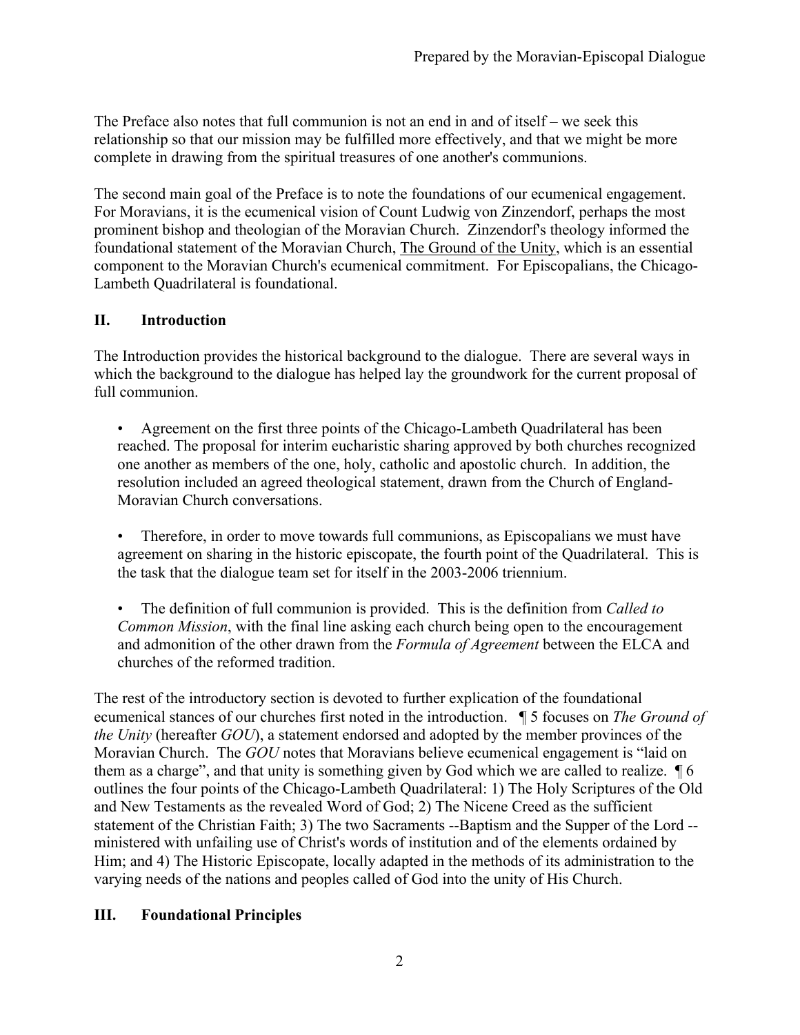The Preface also notes that full communion is not an end in and of itself – we seek this relationship so that our mission may be fulfilled more effectively, and that we might be more complete in drawing from the spiritual treasures of one another's communions.

The second main goal of the Preface is to note the foundations of our ecumenical engagement. For Moravians, it is the ecumenical vision of Count Ludwig von Zinzendorf, perhaps the most prominent bishop and theologian of the Moravian Church. Zinzendorf's theology informed the foundational statement of the Moravian Church, The Ground of the Unity, which is an essential component to the Moravian Church's ecumenical commitment. For Episcopalians, the Chicago-Lambeth Quadrilateral is foundational.

## II. Introduction

The Introduction provides the historical background to the dialogue. There are several ways in which the background to the dialogue has helped lay the groundwork for the current proposal of full communion.

- Agreement on the first three points of the Chicago-Lambeth Quadrilateral has been reached. The proposal for interim eucharistic sharing approved by both churches recognized one another as members of the one, holy, catholic and apostolic church. In addition, the resolution included an agreed theological statement, drawn from the Church of England-Moravian Church conversations.

- Therefore, in order to move towards full communions, as Episcopalians we must have agreement on sharing in the historic episcopate, the fourth point of the Quadrilateral. This is the task that the dialogue team set for itself in the 2003-2006 triennium.

- The definition of full communion is provided. This is the definition from *Called to Common Mission*, with the final line asking each church being open to the encouragement and admonition of the other drawn from the *Formula of Agreement* between the ELCA and churches of the reformed tradition.

The rest of the introductory section is devoted to further explication of the foundational ecumenical stances of our churches first noted in the introduction. ¶ 5 focuses on *The Ground of the Unity* (hereafter *GOU*), a statement endorsed and adopted by the member provinces of the Moravian Church. The *GOU* notes that Moravians believe ecumenical engagement is "laid on them as a charge", and that unity is something given by God which we are called to realize. ¶ 6 outlines the four points of the Chicago-Lambeth Quadrilateral: 1) The Holy Scriptures of the Old and New Testaments as the revealed Word of God; 2) The Nicene Creed as the sufficient statement of the Christian Faith; 3) The two Sacraments --Baptism and the Supper of the Lord -- ministered with unfailing use of Christ's words of institution and of the elements ordained by Him; and 4) The Historic Episcopate, locally adapted in the methods of its administration to the varying needs of the nations and peoples called of God into the unity of His Church.

## III. Foundational Principles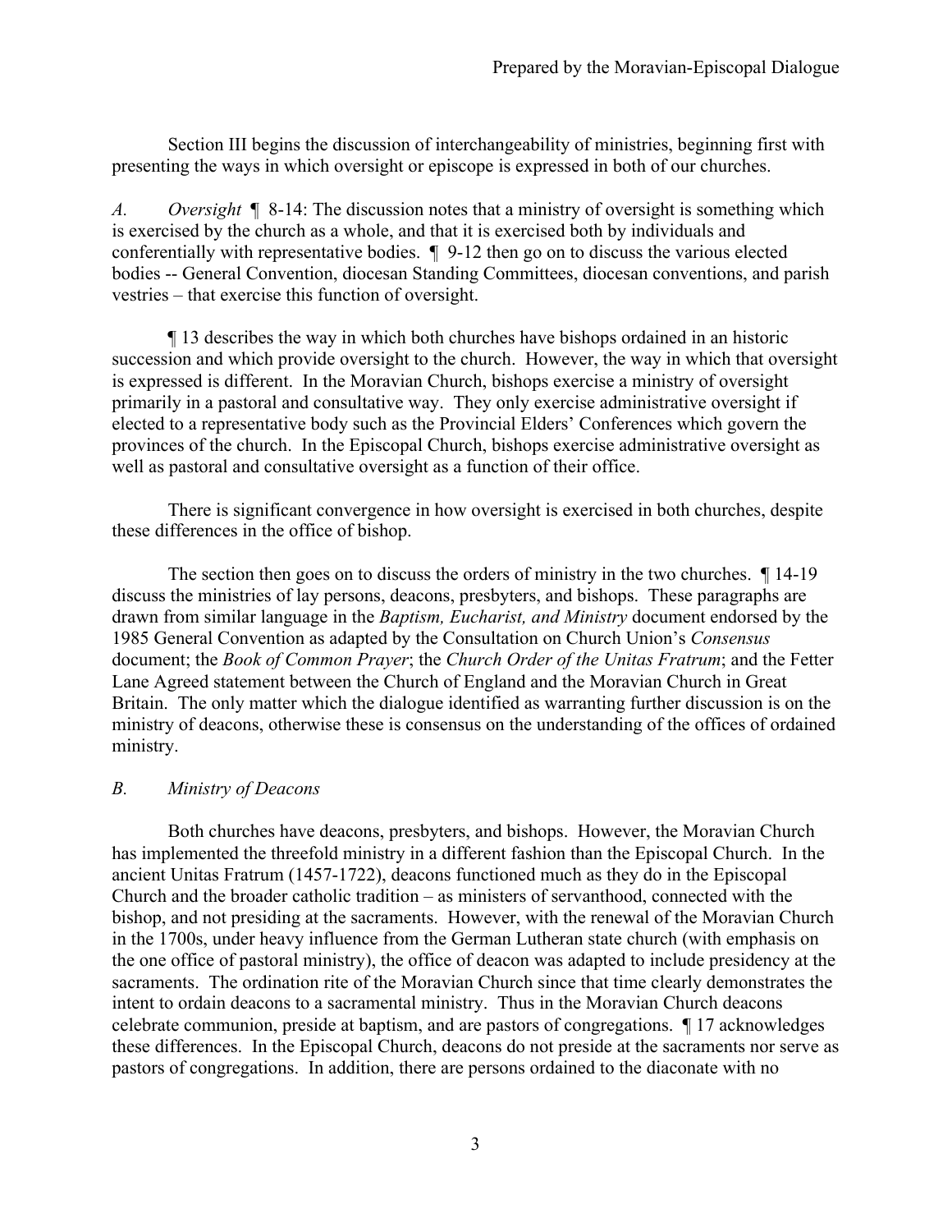Section III begins the discussion of interchangeability of ministries, beginning first with presenting the ways in which oversight or episcope is expressed in both of our churches.

*A. Oversight* ¶ 8-14: The discussion notes that a ministry of oversight is something which is exercised by the church as a whole, and that it is exercised both by individuals and conferentially with representative bodies. ¶ 9-12 then go on to discuss the various elected bodies -- General Convention, diocesan Standing Committees, diocesan conventions, and parish vestries – that exercise this function of oversight.

¶ 13 describes the way in which both churches have bishops ordained in an historic succession and which provide oversight to the church. However, the way in which that oversight is expressed is different. In the Moravian Church, bishops exercise a ministry of oversight primarily in a pastoral and consultative way. They only exercise administrative oversight if elected to a representative body such as the Provincial Elders' Conferences which govern the provinces of the church. In the Episcopal Church, bishops exercise administrative oversight as well as pastoral and consultative oversight as a function of their office.

There is significant convergence in how oversight is exercised in both churches, despite these differences in the office of bishop.

The section then goes on to discuss the orders of ministry in the two churches. ¶ 14-19 discuss the ministries of lay persons, deacons, presbyters, and bishops. These paragraphs are drawn from similar language in the *Baptism, Eucharist, and Ministry* document endorsed by the 1985 General Convention as adapted by the Consultation on Church Union's *Consensus* document; the *Book of Common Prayer*; the *Church Order of the Unitas Fratrum*; and the Fetter Lane Agreed statement between the Church of England and the Moravian Church in Great Britain. The only matter which the dialogue identified as warranting further discussion is on the ministry of deacons, otherwise these is consensus on the understanding of the offices of ordained ministry.

*B. Ministry of Deacons*

Both churches have deacons, presbyters, and bishops. However, the Moravian Church has implemented the threefold ministry in a different fashion than the Episcopal Church. In the ancient Unitas Fratrum (1457-1722), deacons functioned much as they do in the Episcopal Church and the broader catholic tradition – as ministers of servanthood, connected with the bishop, and not presiding at the sacraments. However, with the renewal of the Moravian Church in the 1700s, under heavy influence from the German Lutheran state church (with emphasis on the one office of pastoral ministry), the office of deacon was adapted to include presidency at the sacraments. The ordination rite of the Moravian Church since that time clearly demonstrates the intent to ordain deacons to a sacramental ministry. Thus in the Moravian Church deacons celebrate communion, preside at baptism, and are pastors of congregations. ¶ 17 acknowledges these differences. In the Episcopal Church, deacons do not preside at the sacraments nor serve as pastors of congregations. In addition, there are persons ordained to the diaconate with no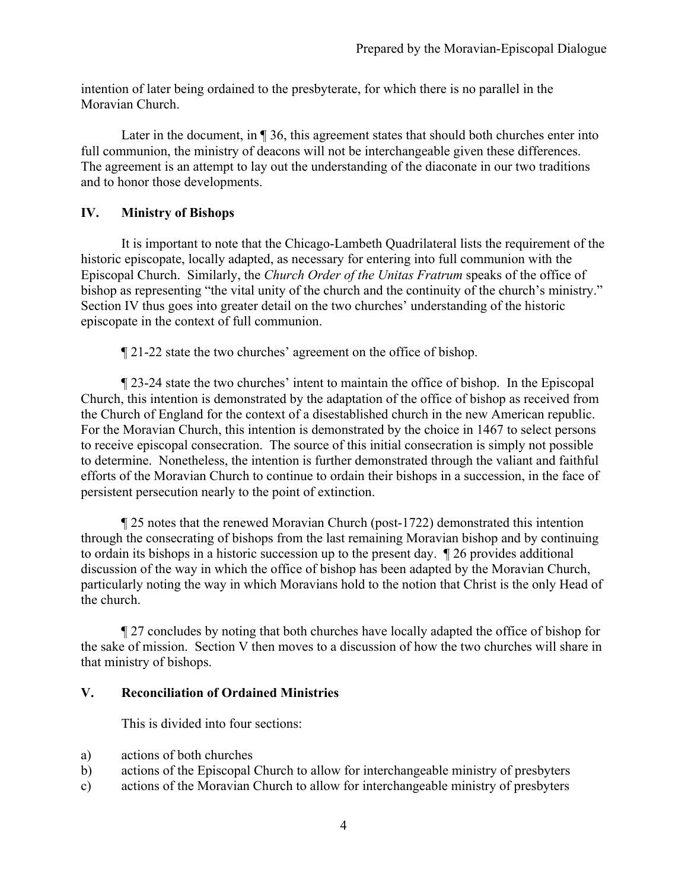intention of later being ordained to the presbyterate, for which there is no parallel in the Moravian Church.

Later in the document, in ¶ 36, this agreement states that should both churches enter into full communion, the ministry of deacons will not be interchangeable given these differences. The agreement is an attempt to lay out the understanding of the diaconate in our two traditions and to honor those developments.

## IV. Ministry of Bishops

It is important to note that the Chicago-Lambeth Quadrilateral lists the requirement of the historic episcopate, locally adapted, as necessary for entering into full communion with the Episcopal Church. Similarly, the *Church Order of the Unitas Fratrum* speaks of the office of bishop as representing "the vital unity of the church and the continuity of the church's ministry." Section IV thus goes into greater detail on the two churches' understanding of the historic episcopate in the context of full communion.

¶ 21-22 state the two churches' agreement on the office of bishop.

¶ 23-24 state the two churches' intent to maintain the office of bishop. In the Episcopal Church, this intention is demonstrated by the adaptation of the office of bishop as received from the Church of England for the context of a disestablished church in the new American republic. For the Moravian Church, this intention is demonstrated by the choice in 1467 to select persons to receive episcopal consecration. The source of this initial consecration is simply not possible to determine. Nonetheless, the intention is further demonstrated through the valiant and faithful efforts of the Moravian Church to continue to ordain their bishops in a succession, in the face of persistent persecution nearly to the point of extinction.

¶ 25 notes that the renewed Moravian Church (post-1722) demonstrated this intention through the consecrating of bishops from the last remaining Moravian bishop and by continuing to ordain its bishops in a historic succession up to the present day. ¶ 26 provides additional discussion of the way in which the office of bishop has been adapted by the Moravian Church, particularly noting the way in which Moravians hold to the notion that Christ is the only Head of the church.

¶ 27 concludes by noting that both churches have locally adapted the office of bishop for the sake of mission. Section V then moves to a discussion of how the two churches will share in that ministry of bishops.

## V. Reconciliation of Ordained Ministries

This is divided into four sections:

a) actions of both churches
b) actions of the Episcopal Church to allow for interchangeable ministry of presbyters
c) actions of the Moravian Church to allow for interchangeable ministry of presbyters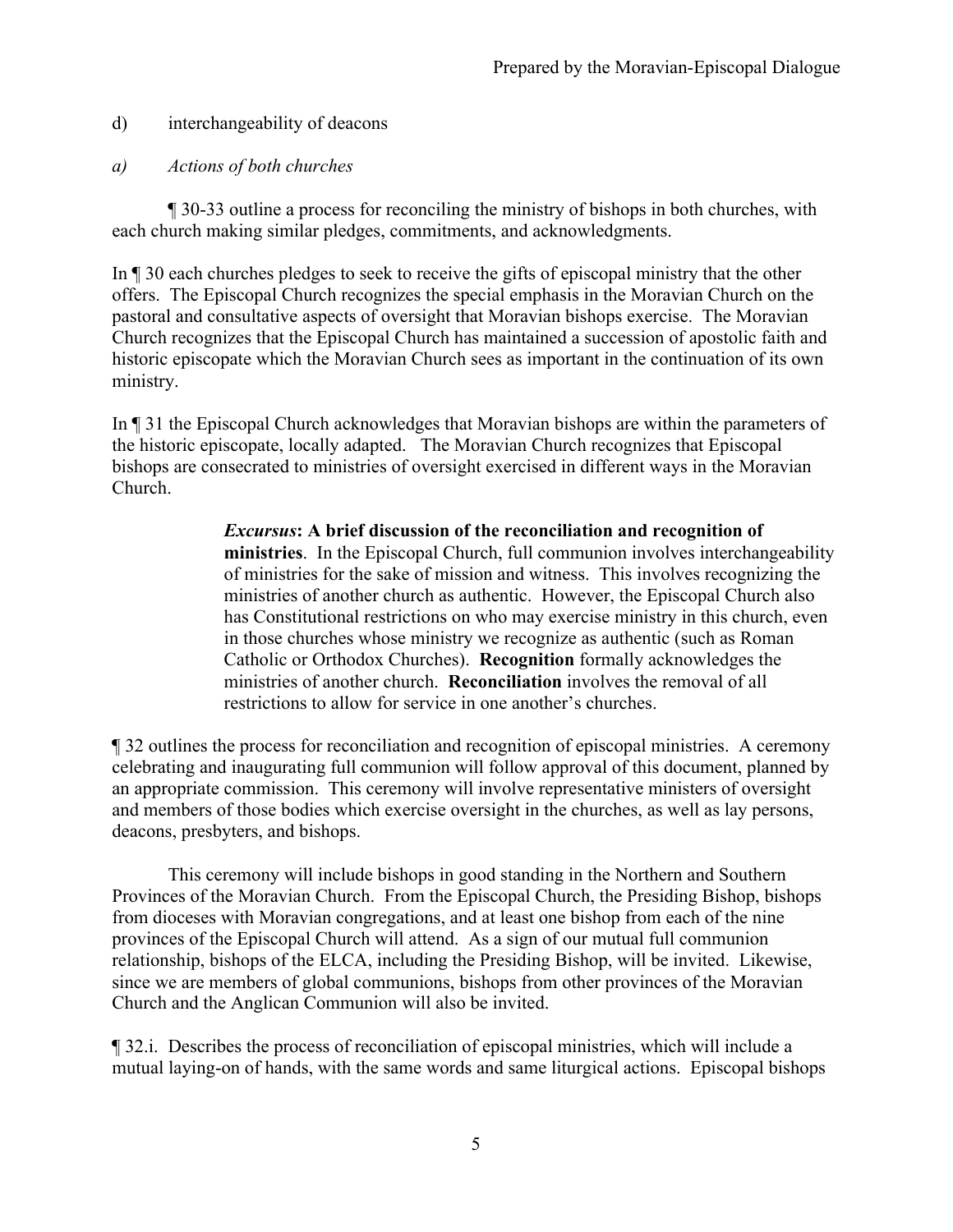d) interchangeability of deacons

*a) Actions of both churches*

¶ 30-33 outline a process for reconciling the ministry of bishops in both churches, with each church making similar pledges, commitments, and acknowledgments.

In ¶ 30 each churches pledges to seek to receive the gifts of episcopal ministry that the other offers. The Episcopal Church recognizes the special emphasis in the Moravian Church on the pastoral and consultative aspects of oversight that Moravian bishops exercise. The Moravian Church recognizes that the Episcopal Church has maintained a succession of apostolic faith and historic episcopate which the Moravian Church sees as important in the continuation of its own ministry.

In ¶ 31 the Episcopal Church acknowledges that Moravian bishops are within the parameters of the historic episcopate, locally adapted. The Moravian Church recognizes that Episcopal bishops are consecrated to ministries of oversight exercised in different ways in the Moravian Church.

> ***Excursus*: A brief discussion of the reconciliation and recognition of ministries**. In the Episcopal Church, full communion involves interchangeability of ministries for the sake of mission and witness. This involves recognizing the ministries of another church as authentic. However, the Episcopal Church also has Constitutional restrictions on who may exercise ministry in this church, even in those churches whose ministry we recognize as authentic (such as Roman Catholic or Orthodox Churches). **Recognition** formally acknowledges the ministries of another church. **Reconciliation** involves the removal of all restrictions to allow for service in one another's churches.

¶ 32 outlines the process for reconciliation and recognition of episcopal ministries. A ceremony celebrating and inaugurating full communion will follow approval of this document, planned by an appropriate commission. This ceremony will involve representative ministers of oversight and members of those bodies which exercise oversight in the churches, as well as lay persons, deacons, presbyters, and bishops.

This ceremony will include bishops in good standing in the Northern and Southern Provinces of the Moravian Church. From the Episcopal Church, the Presiding Bishop, bishops from dioceses with Moravian congregations, and at least one bishop from each of the nine provinces of the Episcopal Church will attend. As a sign of our mutual full communion relationship, bishops of the ELCA, including the Presiding Bishop, will be invited. Likewise, since we are members of global communions, bishops from other provinces of the Moravian Church and the Anglican Communion will also be invited.

¶ 32.i. Describes the process of reconciliation of episcopal ministries, which will include a mutual laying-on of hands, with the same words and same liturgical actions. Episcopal bishops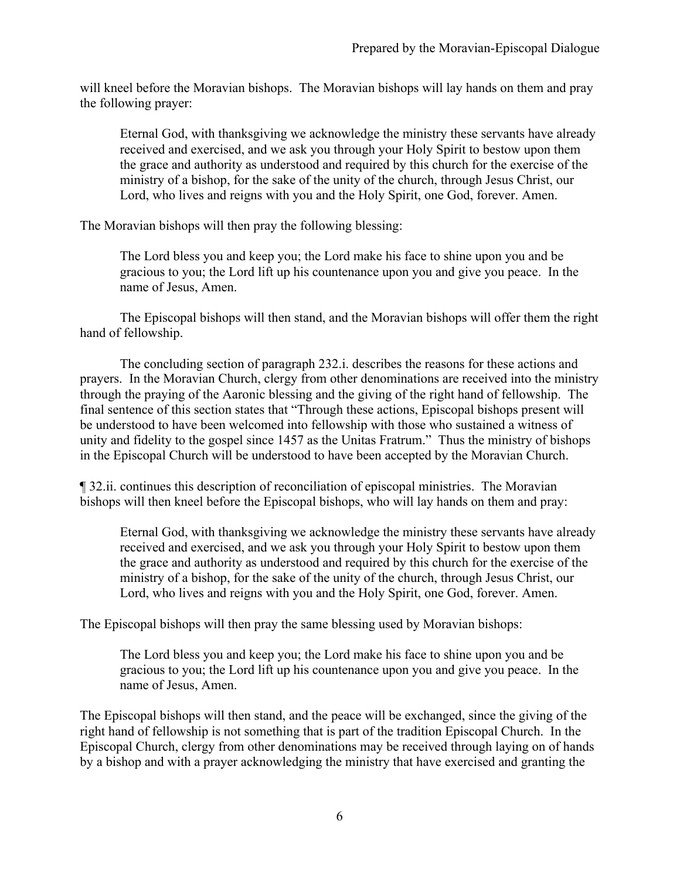will kneel before the Moravian bishops. The Moravian bishops will lay hands on them and pray the following prayer:

> Eternal God, with thanksgiving we acknowledge the ministry these servants have already received and exercised, and we ask you through your Holy Spirit to bestow upon them the grace and authority as understood and required by this church for the exercise of the ministry of a bishop, for the sake of the unity of the church, through Jesus Christ, our Lord, who lives and reigns with you and the Holy Spirit, one God, forever. Amen.

The Moravian bishops will then pray the following blessing:

> The Lord bless you and keep you; the Lord make his face to shine upon you and be gracious to you; the Lord lift up his countenance upon you and give you peace. In the name of Jesus, Amen.

The Episcopal bishops will then stand, and the Moravian bishops will offer them the right hand of fellowship.

The concluding section of paragraph 232.i. describes the reasons for these actions and prayers. In the Moravian Church, clergy from other denominations are received into the ministry through the praying of the Aaronic blessing and the giving of the right hand of fellowship. The final sentence of this section states that "Through these actions, Episcopal bishops present will be understood to have been welcomed into fellowship with those who sustained a witness of unity and fidelity to the gospel since 1457 as the Unitas Fratrum." Thus the ministry of bishops in the Episcopal Church will be understood to have been accepted by the Moravian Church.

**¶** 32.ii. continues this description of reconciliation of episcopal ministries. The Moravian bishops will then kneel before the Episcopal bishops, who will lay hands on them and pray:

> Eternal God, with thanksgiving we acknowledge the ministry these servants have already received and exercised, and we ask you through your Holy Spirit to bestow upon them the grace and authority as understood and required by this church for the exercise of the ministry of a bishop, for the sake of the unity of the church, through Jesus Christ, our Lord, who lives and reigns with you and the Holy Spirit, one God, forever. Amen.

The Episcopal bishops will then pray the same blessing used by Moravian bishops:

> The Lord bless you and keep you; the Lord make his face to shine upon you and be gracious to you; the Lord lift up his countenance upon you and give you peace. In the name of Jesus, Amen.

The Episcopal bishops will then stand, and the peace will be exchanged, since the giving of the right hand of fellowship is not something that is part of the tradition Episcopal Church. In the Episcopal Church, clergy from other denominations may be received through laying on of hands by a bishop and with a prayer acknowledging the ministry that have exercised and granting the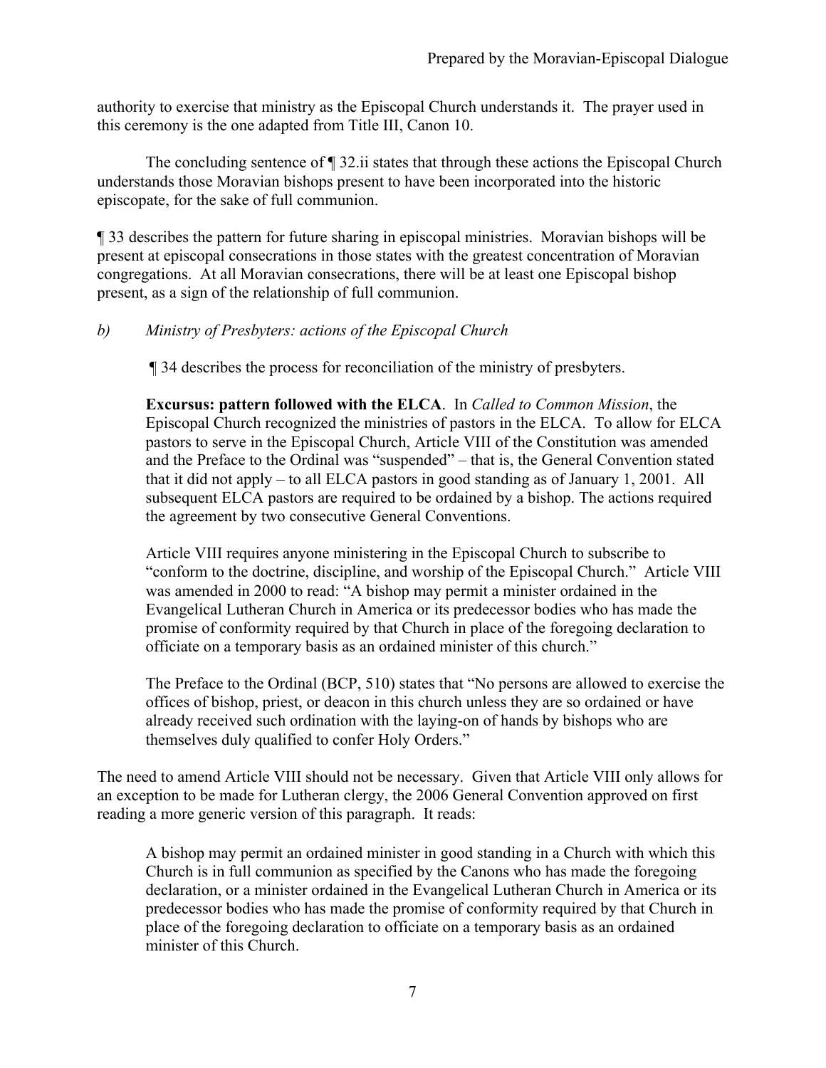authority to exercise that ministry as the Episcopal Church understands it. The prayer used in this ceremony is the one adapted from Title III, Canon 10.

The concluding sentence of ¶ 32.ii states that through these actions the Episcopal Church understands those Moravian bishops present to have been incorporated into the historic episcopate, for the sake of full communion.

¶ 33 describes the pattern for future sharing in episcopal ministries. Moravian bishops will be present at episcopal consecrations in those states with the greatest concentration of Moravian congregations. At all Moravian consecrations, there will be at least one Episcopal bishop present, as a sign of the relationship of full communion.

*b) Ministry of Presbyters: actions of the Episcopal Church*

¶ 34 describes the process for reconciliation of the ministry of presbyters.

> **Excursus: pattern followed with the ELCA**. In *Called to Common Mission*, the Episcopal Church recognized the ministries of pastors in the ELCA. To allow for ELCA pastors to serve in the Episcopal Church, Article VIII of the Constitution was amended and the Preface to the Ordinal was "suspended" – that is, the General Convention stated that it did not apply – to all ELCA pastors in good standing as of January 1, 2001. All subsequent ELCA pastors are required to be ordained by a bishop. The actions required the agreement by two consecutive General Conventions.
>
> Article VIII requires anyone ministering in the Episcopal Church to subscribe to "conform to the doctrine, discipline, and worship of the Episcopal Church." Article VIII was amended in 2000 to read: "A bishop may permit a minister ordained in the Evangelical Lutheran Church in America or its predecessor bodies who has made the promise of conformity required by that Church in place of the foregoing declaration to officiate on a temporary basis as an ordained minister of this church."
>
> The Preface to the Ordinal (BCP, 510) states that "No persons are allowed to exercise the offices of bishop, priest, or deacon in this church unless they are so ordained or have already received such ordination with the laying-on of hands by bishops who are themselves duly qualified to confer Holy Orders."

The need to amend Article VIII should not be necessary. Given that Article VIII only allows for an exception to be made for Lutheran clergy, the 2006 General Convention approved on first reading a more generic version of this paragraph. It reads:

> A bishop may permit an ordained minister in good standing in a Church with which this Church is in full communion as specified by the Canons who has made the foregoing declaration, or a minister ordained in the Evangelical Lutheran Church in America or its predecessor bodies who has made the promise of conformity required by that Church in place of the foregoing declaration to officiate on a temporary basis as an ordained minister of this Church.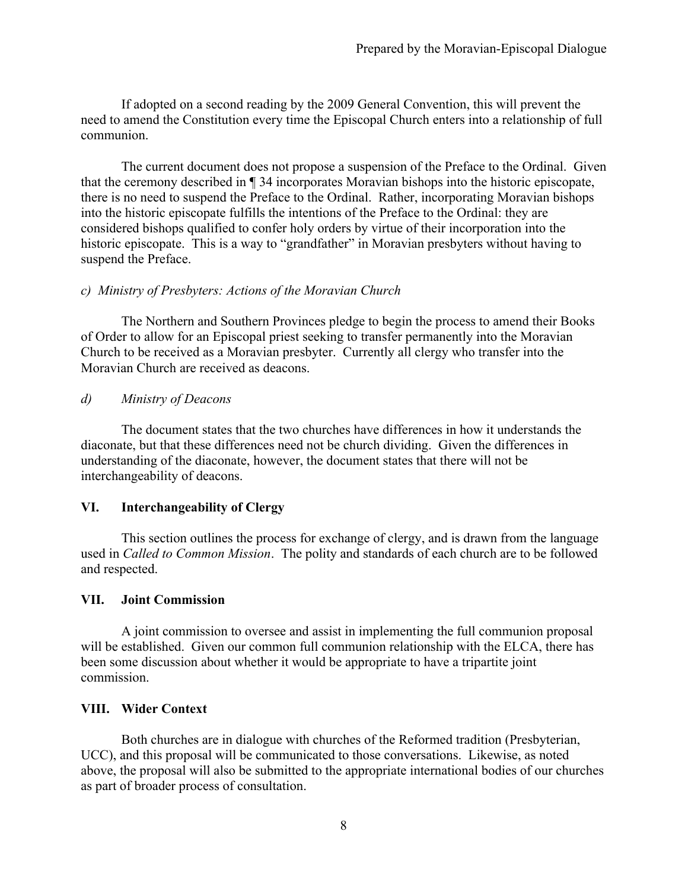If adopted on a second reading by the 2009 General Convention, this will prevent the need to amend the Constitution every time the Episcopal Church enters into a relationship of full communion.

The current document does not propose a suspension of the Preface to the Ordinal. Given that the ceremony described in ¶ 34 incorporates Moravian bishops into the historic episcopate, there is no need to suspend the Preface to the Ordinal. Rather, incorporating Moravian bishops into the historic episcopate fulfills the intentions of the Preface to the Ordinal: they are considered bishops qualified to confer holy orders by virtue of their incorporation into the historic episcopate. This is a way to "grandfather" in Moravian presbyters without having to suspend the Preface.

*c) Ministry of Presbyters: Actions of the Moravian Church*

The Northern and Southern Provinces pledge to begin the process to amend their Books of Order to allow for an Episcopal priest seeking to transfer permanently into the Moravian Church to be received as a Moravian presbyter. Currently all clergy who transfer into the Moravian Church are received as deacons.

*d) Ministry of Deacons*

The document states that the two churches have differences in how it understands the diaconate, but that these differences need not be church dividing. Given the differences in understanding of the diaconate, however, the document states that there will not be interchangeability of deacons.

## VI. Interchangeability of Clergy

This section outlines the process for exchange of clergy, and is drawn from the language used in *Called to Common Mission*. The polity and standards of each church are to be followed and respected.

## VII. Joint Commission

A joint commission to oversee and assist in implementing the full communion proposal will be established. Given our common full communion relationship with the ELCA, there has been some discussion about whether it would be appropriate to have a tripartite joint commission.

## VIII. Wider Context

Both churches are in dialogue with churches of the Reformed tradition (Presbyterian, UCC), and this proposal will be communicated to those conversations. Likewise, as noted above, the proposal will also be submitted to the appropriate international bodies of our churches as part of broader process of consultation.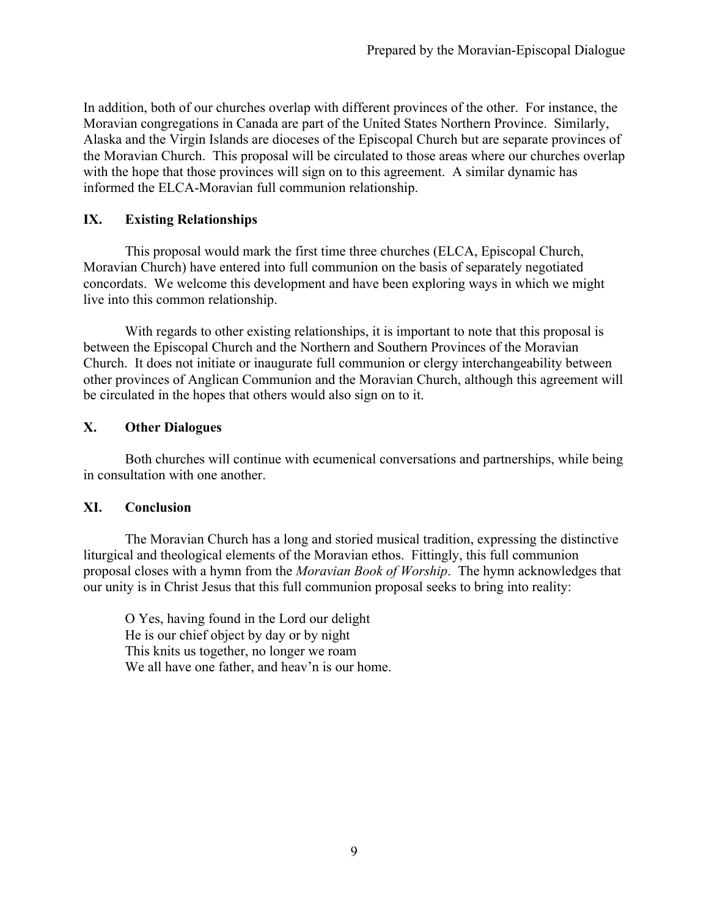In addition, both of our churches overlap with different provinces of the other. For instance, the Moravian congregations in Canada are part of the United States Northern Province. Similarly, Alaska and the Virgin Islands are dioceses of the Episcopal Church but are separate provinces of the Moravian Church. This proposal will be circulated to those areas where our churches overlap with the hope that those provinces will sign on to this agreement. A similar dynamic has informed the ELCA-Moravian full communion relationship.

## IX. Existing Relationships

This proposal would mark the first time three churches (ELCA, Episcopal Church, Moravian Church) have entered into full communion on the basis of separately negotiated concordats. We welcome this development and have been exploring ways in which we might live into this common relationship.

With regards to other existing relationships, it is important to note that this proposal is between the Episcopal Church and the Northern and Southern Provinces of the Moravian Church. It does not initiate or inaugurate full communion or clergy interchangeability between other provinces of Anglican Communion and the Moravian Church, although this agreement will be circulated in the hopes that others would also sign on to it.

## X. Other Dialogues

Both churches will continue with ecumenical conversations and partnerships, while being in consultation with one another.

## XI. Conclusion

The Moravian Church has a long and storied musical tradition, expressing the distinctive liturgical and theological elements of the Moravian ethos. Fittingly, this full communion proposal closes with a hymn from the *Moravian Book of Worship*. The hymn acknowledges that our unity is in Christ Jesus that this full communion proposal seeks to bring into reality:

O Yes, having found in the Lord our delight
He is our chief object by day or by night
This knits us together, no longer we roam
We all have one father, and heav'n is our home.